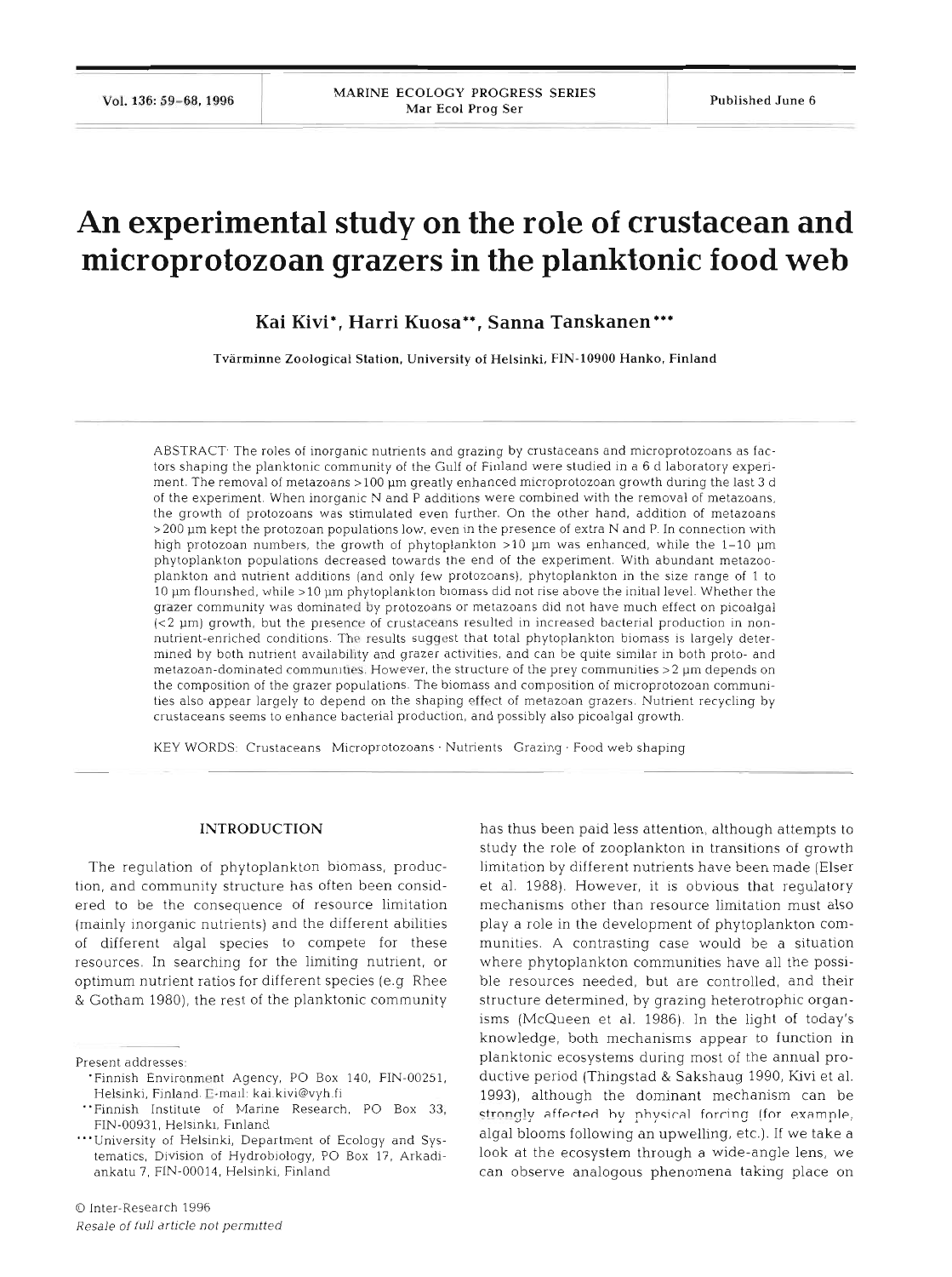# An experimental study on the role of crustacean and microprotozoan grazers in the planktonic food web

**Kai Kivi\*, Harri Kuosa\*\*, Sanna Tanskanen\*\*\***

Tvärminne Zoological Station, University of Helsinki, FIN-10900 Hanko, Finland

ABSTRACT: The roles of inorganic nutrients and grazing by crustaceans and microprotozoans as factors shaping the planktonic community of the Gulf of Finland were studied in a 6 d laboratory experiment. The removal of metazoans >100 µm greatly enhanced microprotozoan growth during the last 3 d of the experiment. When inorganic N and P additions were combined with the removal of metazoans, the growth of protozoans was stimulated even further. On the other hand, addition of metazoans >200 µm kept the protozoan populations low, even in the presence of extra N and P. In connection with high protozoan numbers, the growth of phytoplankton >10 µm was enhanced, while the 1–10 µm phytoplankton populations decreased towards the end of the experiment. With abundant metazooplankton and nutrient additions (and only few protozoans), phytoplankton in the size range of 1 to 10 µm flourished, while >10 µm phytoplankton biomass did not rise above the initial level. Whether the grazer community was dominated by protozoans or metazoans did not have much effect on picoalgal (<2 µm) growth, but the presence of crustaceans resulted in increased bacterial production in non-nutrient-enriched conditions. The results suggest that total phytoplankton biomass is largely determined by both nutrient availability and grazer activities, and can be quite similar in both proto- and metazoan-dominated communities. However, the structure of the prey communities >2 µm depends on the composition of the grazer populations. The biomass and composition of microprotozoan communities also appear largely to depend on the shaping effect of metazoan grazers. Nutrient recycling by crustaceans seems to enhance bacterial production, and possibly also picoalgal growth.

KEY WORDS: Crustaceans · Microprotozoans · Nutrients · Grazing · Food web shaping

## INTRODUCTION

The regulation of phytoplankton biomass, production, and community structure has often been considered to be the consequence of resource limitation (mainly inorganic nutrients) and the different abilities of different algal species to compete for these resources. In searching for the limiting nutrient, or optimum nutrient ratios for different species (e.g. Rhee & Gotham 1980), the rest of the planktonic community has thus been paid less attention, although attempts to study the role of zooplankton in transitions of growth limitation by different nutrients have been made (Elser et al. 1988). However, it is obvious that regulatory mechanisms other than resource limitation must also play a role in the development of phytoplankton communities. A contrasting case would be a situation where phytoplankton communities have all the possible resources needed, but are controlled, and their structure determined, by grazing heterotrophic organisms (McQueen et al. 1986). In the light of today's knowledge, both mechanisms appear to function in planktonic ecosystems during most of the annual productive period (Thingstad & Sakshaug 1990, Kivi et al. 1993), although the dominant mechanism can be strongly affected by physical forcing (for example, algal blooms following an upwelling, etc.). If we take a look at the ecosystem through a wide-angle lens, we can observe analogous phenomena taking place on

Present addresses:

\*Finnish Environment Agency, PO Box 140, FIN-00251, Helsinki, Finland. E-mail: kai.kivi@vyh.fi

\*\*Finnish Institute of Marine Research, PO Box 33, FIN-00931, Helsinki, Finland

\*\*\*University of Helsinki, Department of Ecology and Systematics, Division of Hydrobiology, PO Box 17, Arkadiankatu 7, FIN-00014, Helsinki, Finland

© Inter-Research 1996

*Resale of full article not permitted*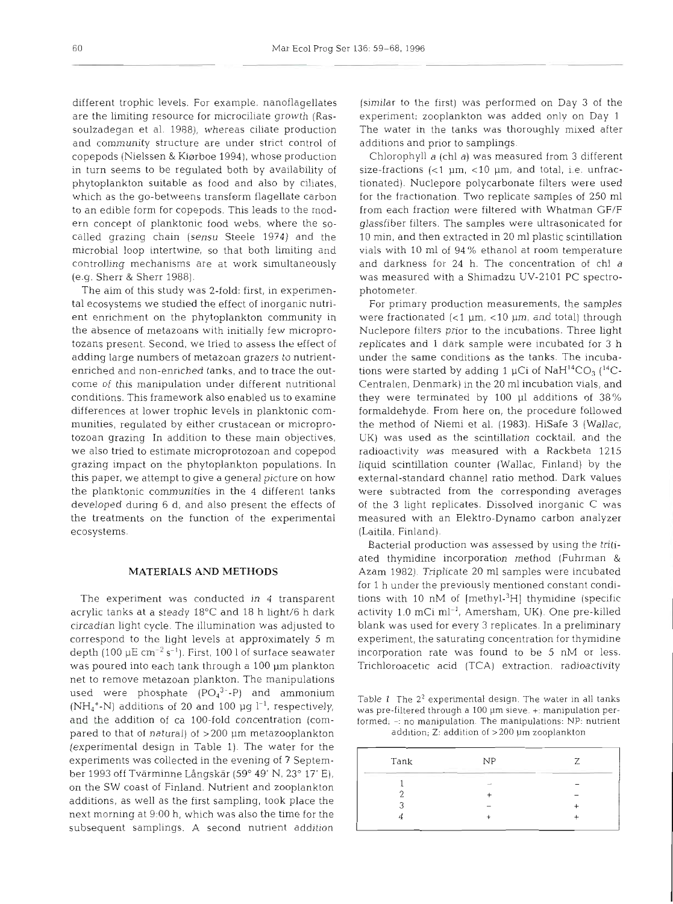different trophic levels. For example, nanoflagellates are the limiting resource for microciliate growth (Rassoulzadegan et al. 1988), whereas ciliate production and community structure are under strict control of copepods (Nielssen & Kiørboe 1994), whose production in turn seems to be regulated both by availability of phytoplankton suitable as food and also by ciliates, which as the go-betweens transform flagellate carbon to an edible form for copepods. This leads to the modern concept of planktonic food webs, where the so-called grazing chain (*sensu* Steele 1974) and the microbial loop intertwine, so that both limiting and controlling mechanisms are at work simultaneously (e.g. Sherr & Sherr 1988).

The aim of this study was 2-fold: first, in experimental ecosystems we studied the effect of inorganic nutrient enrichment on the phytoplankton community in the absence of metazoans with initially few microprotozans present. Second, we tried to assess the effect of adding large numbers of metazoan grazers to nutrient-enriched and non-enriched tanks, and to trace the outcome of this manipulation under different nutritional conditions. This framework also enabled us to examine differences at lower trophic levels in planktonic communities, regulated by either crustacean or microprotozoan grazing. In addition to these main objectives, we also tried to estimate microprotozoan and copepod grazing impact on the phytoplankton populations. In this paper, we attempt to give a general picture on how the planktonic communities in the 4 different tanks developed during 6 d, and also present the effects of the treatments on the function of the experimental ecosystems.

## MATERIALS AND METHODS

The experiment was conducted in 4 transparent acrylic tanks at a steady 18°C and 18 h light/6 h dark circadian light cycle. The illumination was adjusted to correspond to the light levels at approximately 5 m depth (100 µE cm$^{-2}$ s$^{-1}$). First, 100 l of surface seawater was poured into each tank through a 100 µm plankton net to remove metazoan plankton. The manipulations used were phosphate ($PO_4^{3-}$-P) and ammonium ($NH_4^+$-N) additions of 20 and 100 µg l$^{-1}$, respectively, and the addition of ca 100-fold concentration (compared to that of natural) of >200 µm metazooplankton (experimental design in Table 1). The water for the experiments was collected in the evening of 7 September 1993 off Tvärminne Långskär (59° 49' N, 23° 17' E), on the SW coast of Finland. Nutrient and zooplankton additions, as well as the first sampling, took place the next morning at 9:00 h, which was also the time for the subsequent samplings. A second nutrient addition (similar to the first) was performed on Day 3 of the experiment; zooplankton was added only on Day 1. The water in the tanks was thoroughly mixed after additions and prior to samplings.

Chlorophyll *a* (chl *a*) was measured from 3 different size-fractions (<1 µm, <10 µm, and total, i.e. unfractionated). Nuclepore polycarbonate filters were used for the fractionation. Two replicate samples of 250 ml from each fraction were filtered with Whatman GF/F glassfiber filters. The samples were ultrasonicated for 10 min, and then extracted in 20 ml plastic scintillation vials with 10 ml of 94% ethanol at room temperature and darkness for 24 h. The concentration of chl *a* was measured with a Shimadzu UV-2101 PC spectrophotometer.

For primary production measurements, the samples were fractionated (<1 µm, <10 µm, and total) through Nuclepore filters prior to the incubations. Three light replicates and 1 dark sample were incubated for 3 h under the same conditions as the tanks. The incubations were started by adding 1 µCi of $NaH^{14}CO_3$ ($^{14}C$-Centralen, Denmark) in the 20 ml incubation vials, and they were terminated by 100 µl additions of 38% formaldehyde. From here on, the procedure followed the method of Niemi et al. (1983). HiSafe 3 (Wallac, UK) was used as the scintillation cocktail, and the radioactivity was measured with a Rackbeta 1215 liquid scintillation counter (Wallac, Finland) by the external-standard channel ratio method. Dark values were subtracted from the corresponding averages of the 3 light replicates. Dissolved inorganic C was measured with an Elektro-Dynamo carbon analyzer (Laitila, Finland).

Bacterial production was assessed by using the tritiated thymidine incorporation method (Fuhrman & Azam 1982). Triplicate 20 ml samples were incubated for 1 h under the previously mentioned constant conditions with 10 nM of [methyl-$^3$H] thymidine (specific activity 1.0 mCi ml$^{-1}$, Amersham, UK). One pre-killed blank was used for every 3 replicates. In a preliminary experiment, the saturating concentration for thymidine incorporation rate was found to be 5 nM or less. Trichloroacetic acid (TCA) extraction, radioactivity

Table 1. The $2^2$ experimental design. The water in all tanks was pre-filtered through a 100 µm sieve. +: manipulation performed; –: no manipulation. The manipulations: NP: nutrient addition; Z: addition of >200 µm zooplankton

| Tank | NP | Z |
|---|---|---|
| 1 | – | – |
| 2 | + | – |
| 3 | – | + |
| 4 | + | + |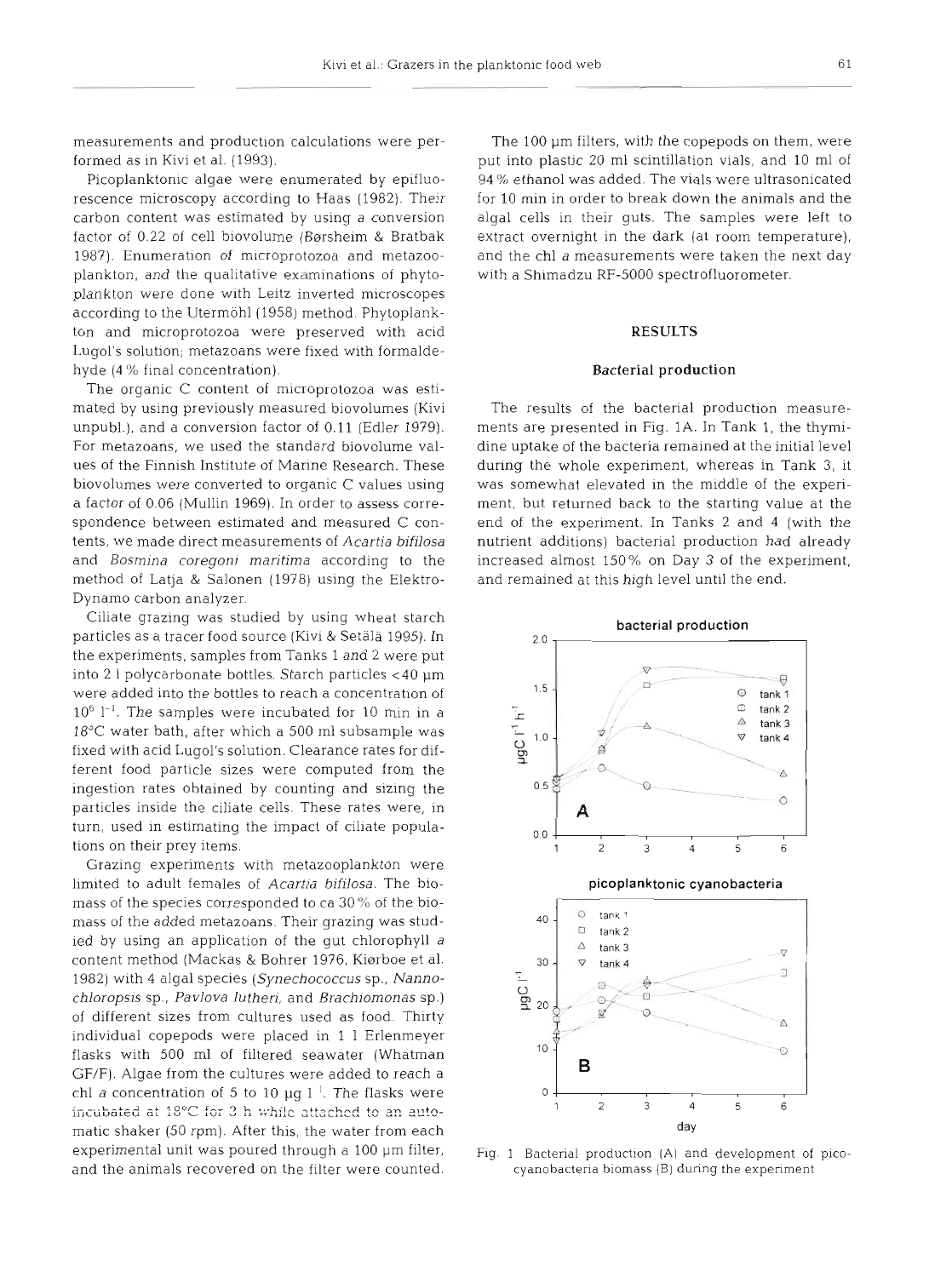measurements and production calculations were performed as in Kivi et al. (1993).

Picoplanktonic algae were enumerated by epifluorescence microscopy according to Haas (1982). Their carbon content was estimated by using a conversion factor of 0.22 of cell biovolume (Børsheim & Bratbak 1987). Enumeration of microprotozoa and metazooplankton, and the qualitative examinations of phytoplankton were done with Leitz inverted microscopes according to the Utermöhl (1958) method. Phytoplankton and microprotozoa were preserved with acid Lugol's solution; metazoans were fixed with formaldehyde (4 % final concentration).

The organic C content of microprotozoa was estimated by using previously measured biovolumes (Kivi unpubl.), and a conversion factor of 0.11 (Edler 1979). For metazoans, we used the standard biovolume values of the Finnish Institute of Marine Research. These biovolumes were converted to organic C values using a factor of 0.06 (Mullin 1969). In order to assess correspondence between estimated and measured C contents, we made direct measurements of *Acartia bifilosa* and *Bosmina coregoni maritima* according to the method of Latja & Salonen (1978) using the Elektro-Dynamo carbon analyzer.

Ciliate grazing was studied by using wheat starch particles as a tracer food source (Kivi & Setälä 1995). In the experiments, samples from Tanks 1 and 2 were put into 2 l polycarbonate bottles. Starch particles <40 µm were added into the bottles to reach a concentration of $10^6$ $l^{-1}$. The samples were incubated for 10 min in a 18°C water bath, after which a 500 ml subsample was fixed with acid Lugol's solution. Clearance rates for different food particle sizes were computed from the ingestion rates obtained by counting and sizing the particles inside the ciliate cells. These rates were, in turn, used in estimating the impact of ciliate populations on their prey items.

Grazing experiments with metazooplankton were limited to adult females of *Acartia bifilosa*. The biomass of the species corresponded to ca 30 % of the biomass of the added metazoans. Their grazing was studied by using an application of the gut chlorophyll *a* content method (Mackas & Bohrer 1976, Kiørboe et al. 1982) with 4 algal species (*Synechococcus* sp., *Nannochloropsis* sp., *Pavlova lutheri*, and *Brachiomonas* sp.) of different sizes from cultures used as food. Thirty individual copepods were placed in 1 l Erlenmeyer flasks with 500 ml of filtered seawater (Whatman GF/F). Algae from the cultures were added to reach a chl *a* concentration of 5 to 10 µg $l^{-1}$. The flasks were incubated at 18°C for 3 h while attached to an automatic shaker (50 rpm). After this, the water from each experimental unit was poured through a 100 µm filter, and the animals recovered on the filter were counted.

The 100 µm filters, with the copepods on them, were put into plastic 20 ml scintillation vials, and 10 ml of 94 % ethanol was added. The vials were ultrasonicated for 10 min in order to break down the animals and the algal cells in their guts. The samples were left to extract overnight in the dark (at room temperature), and the chl *a* measurements were taken the next day with a Shimadzu RF-5000 spectrofluorometer.

## RESULTS

### Bacterial production

The results of the bacterial production measurements are presented in Fig. 1A. In Tank 1, the thymidine uptake of the bacteria remained at the initial level during the whole experiment, whereas in Tank 3, it was somewhat elevated in the middle of the experiment, but returned back to the starting value at the end of the experiment. In Tanks 2 and 4 (with the nutrient additions) bacterial production had already increased almost 150 % on Day 3 of the experiment, and remained at this high level until the end.

Fig. 1. Bacterial production (A) and development of picocyanobacteria biomass (B) during the experiment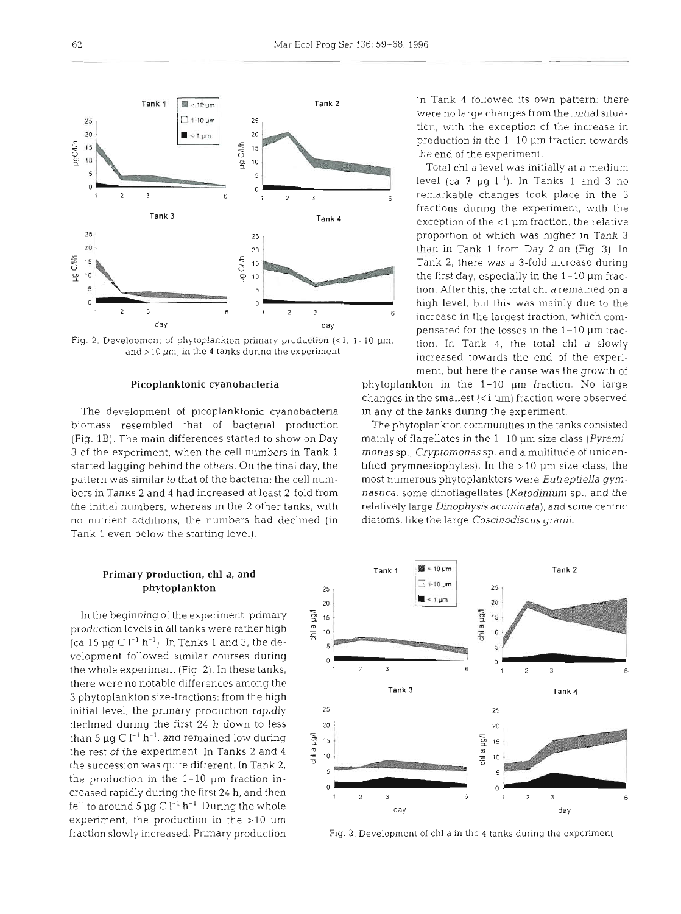Fig. 2. Development of phytoplankton primary production (<1, 1–10 µm, and >10 µm) in the 4 tanks during the experiment

## Picoplanktonic cyanobacteria

The development of picoplanktonic cyanobacteria biomass resembled that of bacterial production (Fig. 1B). The main differences started to show on Day 3 of the experiment, when the cell numbers in Tank 1 started lagging behind the others. On the final day, the pattern was similar to that of the bacteria: the cell numbers in Tanks 2 and 4 had increased at least 2-fold from the initial numbers, whereas in the 2 other tanks, with no nutrient additions, the numbers had declined (in Tank 1 even below the starting level).

## Primary production, chl *a*, and phytoplankton

In the beginning of the experiment, primary production levels in all tanks were rather high (ca 15 µg C $l^{-1}$ $h^{-1}$). In Tanks 1 and 3, the development followed similar courses during the whole experiment (Fig. 2). In these tanks, there were no notable differences among the 3 phytoplankton size-fractions: from the high initial level, the primary production rapidly declined during the first 24 h down to less than 5 µg C $l^{-1}$ $h^{-1}$, and remained low during the rest of the experiment. In Tanks 2 and 4 the succession was quite different. In Tank 2, the production in the 1–10 µm fraction increased rapidly during the first 24 h, and then fell to around 5 µg C $l^{-1}$ $h^{-1}$. During the whole experiment, the production in the >10 µm fraction slowly increased. Primary production in Tank 4 followed its own pattern: there were no large changes from the initial situation, with the exception of the increase in production in the 1–10 µm fraction towards the end of the experiment.

Total chl *a* level was initially at a medium level (ca 7 µg $l^{-1}$). In Tanks 1 and 3 no remarkable changes took place in the 3 fractions during the experiment, with the exception of the <1 µm fraction, the relative proportion of which was higher in Tank 3 than in Tank 1 from Day 2 on (Fig. 3). In Tank 2, there was a 3-fold increase during the first day, especially in the 1–10 µm fraction. After this, the total chl *a* remained on a high level, but this was mainly due to the increase in the largest fraction, which compensated for the losses in the 1–10 µm fraction. In Tank 4, the total chl *a* slowly increased towards the end of the experiment, but here the cause was the growth of phytoplankton in the 1–10 µm fraction. No large changes in the smallest (<1 µm) fraction were observed in any of the tanks during the experiment.

The phytoplankton communities in the tanks consisted mainly of flagellates in the 1–10 µm size class (*Pyramimonas* sp., *Cryptomonas* sp. and a multitude of unidentified prymnesiophytes). In the >10 µm size class, the most numerous phytoplankters were *Eutreptiella gymnastica*, some dinoflagellates (*Katodinium* sp., and the relatively large *Dinophysis acuminata*), and some centric diatoms, like the large *Coscinodiscus granii*.

Fig. 3. Development of chl *a* in the 4 tanks during the experiment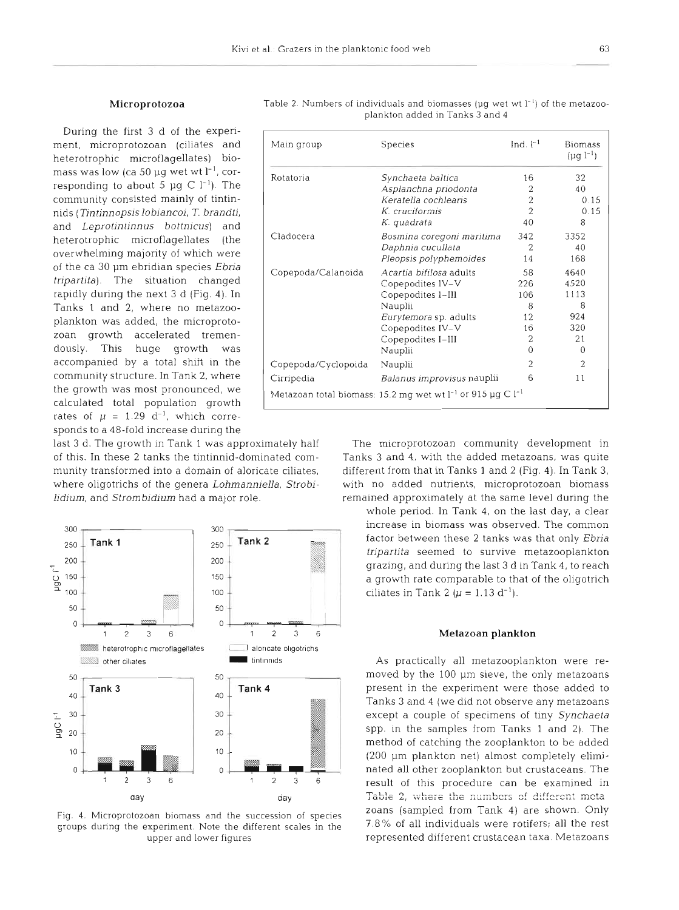### Microprotozoa

During the first 3 d of the experiment, microprotozoan (ciliates and heterotrophic microflagellates) biomass was low (ca 50 µg wet wt $l^{-1}$, corresponding to about 5 µg C $l^{-1}$). The community consisted mainly of tintinnids (*Tintinnopsis lobiancoi*, *T. brandti*, and *Leprotintinnus bottnicus*) and heterotrophic microflagellates (the overwhelming majority of which were of the ca 30 µm ebridian species *Ebria tripartita*). The situation changed rapidly during the next 3 d (Fig. 4). In Tanks 1 and 2, where no metazooplankton was added, the microprotozoan growth accelerated tremendously. This huge growth was accompanied by a total shift in the community structure. In Tank 2, where the growth was most pronounced, we calculated total population growth rates of $\mu$ = 1.29 $d^{-1}$, which corresponds to a 48-fold increase during the last 3 d. The growth in Tank 1 was approximately half of this. In these 2 tanks the tintinnid-dominated community transformed into a domain of aloricate ciliates, where oligotrichs of the genera *Lohmanniella*, *Strobilidium*, and *Strombidium* had a major role.

Table 2. Numbers of individuals and biomasses (µg wet wt $l^{-1}$) of the metazooplankton added in Tanks 3 and 4

| Main group | Species | Ind. $l^{-1}$ | Biomass (µg $l^{-1}$) |
|---|---|---|---|
| Rotatoria | *Synchaeta baltica* | 16 | 32 |
| | *Asplanchna priodonta* | 2 | 40 |
| | *Keratella cochlearis* | 2 | 0.15 |
| | *K. cruciformis* | 2 | 0.15 |
| | *K. quadrata* | 40 | 8 |
| Cladocera | *Bosmina coregoni maritima* | 342 | 3352 |
| | *Daphnia cucullata* | 2 | 40 |
| | *Pleopsis polyphemoides* | 14 | 168 |
| Copepoda/Calanoida | *Acartia bifilosa* adults | 58 | 4640 |
| | Copepodites IV–V | 226 | 4520 |
| | Copepodites I–III | 106 | 1113 |
| | Nauplii | 8 | 8 |
| | *Eurytemora* sp. adults | 12 | 924 |
| | Copepodites IV–V | 16 | 320 |
| | Copepodites I–III | 2 | 21 |
| | Nauplii | 0 | 0 |
| Copepoda/Cyclopoida | Nauplii | 2 | 2 |
| Cirripedia | *Balanus improvisus* nauplii | 6 | 11 |
| Metazoan total biomass: 15.2 mg wet wt $l^{-1}$ or 915 µg C $l^{-1}$ | | | |

Fig. 4. Microprotozoan biomass and the succession of species groups during the experiment. Note the different scales in the upper and lower figures

The microprotozoan community development in Tanks 3 and 4, with the added metazoans, was quite different from that in Tanks 1 and 2 (Fig. 4). In Tank 3, with no added nutrients, microprotozoan biomass remained approximately at the same level during the whole period. In Tank 4, on the last day, a clear increase in biomass was observed. The common factor between these 2 tanks was that only *Ebria tripartita* seemed to survive metazooplankton grazing, and during the last 3 d in Tank 4, to reach a growth rate comparable to that of the oligotrich ciliates in Tank 2 ($\mu$ = 1.13 $d^{-1}$).

### Metazoan plankton

As practically all metazooplankton were removed by the 100 µm sieve, the only metazoans present in the experiment were those added to Tanks 3 and 4 (we did not observe any metazoans except a couple of specimens of tiny *Synchaeta* spp. in the samples from Tanks 1 and 2). The method of catching the zooplankton to be added (200 µm plankton net) almost completely eliminated all other zooplankton but crustaceans. The result of this procedure can be examined in Table 2, where the numbers of different metazoans (sampled from Tank 4) are shown. Only 7.8% of all individuals were rotifers; all the rest represented different crustacean taxa. Metazoans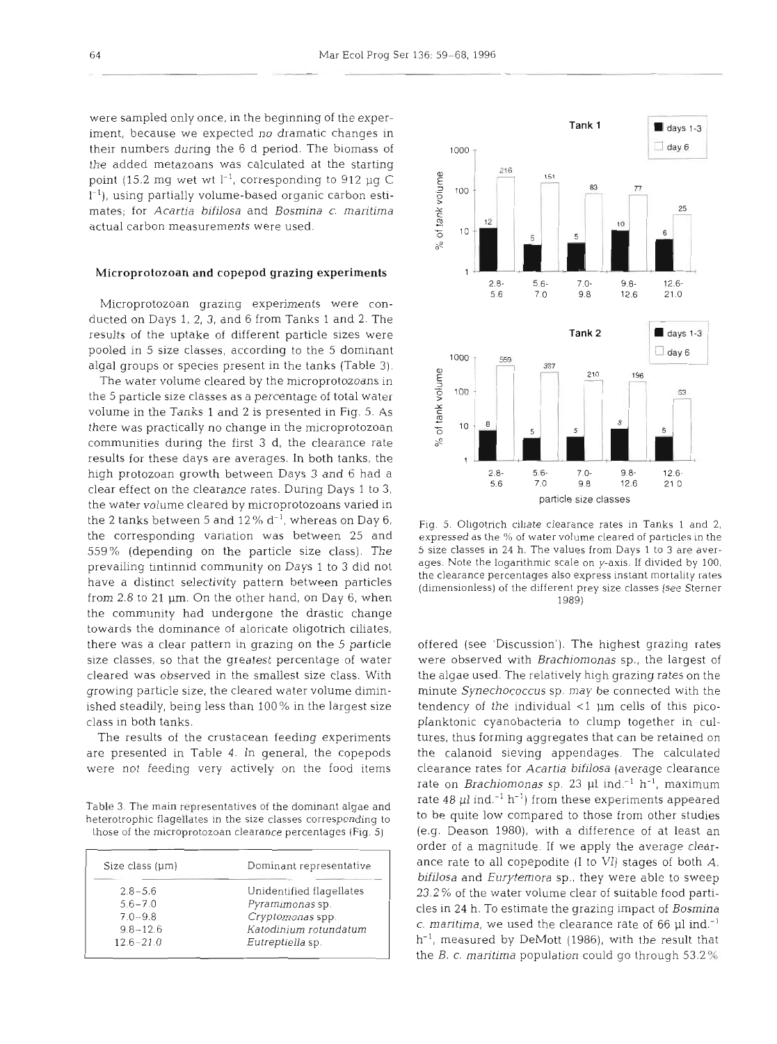were sampled only once, in the beginning of the experiment, because we expected no dramatic changes in their numbers during the 6 d period. The biomass of the added metazoans was calculated at the starting point (15.2 mg wet wt $l^{-1}$, corresponding to 912 µg C $l^{-1}$), using partially volume-based organic carbon estimates; for *Acartia bifilosa* and *Bosmina c. maritima* actual carbon measurements were used.

## Microprotozoan and copepod grazing experiments

Microprotozoan grazing experiments were conducted on Days 1, 2, 3, and 6 from Tanks 1 and 2. The results of the uptake of different particle sizes were pooled in 5 size classes, according to the 5 dominant algal groups or species present in the tanks (Table 3).

The water volume cleared by the microprotozoans in the 5 particle size classes as a percentage of total water volume in the Tanks 1 and 2 is presented in Fig. 5. As there was practically no change in the microprotozoan communities during the first 3 d, the clearance rate results for these days are averages. In both tanks, the high protozoan growth between Days 3 and 6 had a clear effect on the clearance rates. During Days 1 to 3, the water volume cleared by microprotozoans varied in the 2 tanks between 5 and 12% $d^{-1}$, whereas on Day 6, the corresponding variation was between 25 and 559% (depending on the particle size class). The prevailing tintinnid community on Days 1 to 3 did not have a distinct selectivity pattern between particles from 2.8 to 21 µm. On the other hand, on Day 6, when the community had undergone the drastic change towards the dominance of aloricate oligotrich ciliates, there was a clear pattern in grazing on the 5 particle size classes, so that the greatest percentage of water cleared was observed in the smallest size class. With growing particle size, the cleared water volume diminished steadily, being less than 100% in the largest size class in both tanks.

The results of the crustacean feeding experiments are presented in Table 4. In general, the copepods were not feeding very actively on the food items offered (see 'Discussion'). The highest grazing rates were observed with *Brachiomonas* sp., the largest of the algae used. The relatively high grazing rates on the minute *Synechococcus* sp. may be connected with the tendency of the individual <1 µm cells of this picoplanktonic cyanobacteria to clump together in cultures, thus forming aggregates that can be retained on the calanoid sieving appendages. The calculated clearance rates for *Acartia bifilosa* (average clearance rate on *Brachiomonas* sp. 23 µl ind.$^{-1}$ h$^{-1}$, maximum rate 48 µl ind.$^{-1}$ h$^{-1}$) from these experiments appeared to be quite low compared to those from other studies (e.g. Deason 1980), with a difference of at least an order of a magnitude. If we apply the average clearance rate to all copepodite (I to VI) stages of both *A. bifilosa* and *Eurytemora* sp., they were able to sweep 23.2% of the water volume clear of suitable food particles in 24 h. To estimate the grazing impact of *Bosmina c. maritima*, we used the clearance rate of 66 µl ind.$^{-1}$ h$^{-1}$, measured by DeMott (1986), with the result that the *B. c. maritima* population could go through 53.2%

Fig. 5. Oligotrich ciliate clearance rates in Tanks 1 and 2, expressed as the % of water volume cleared of particles in the 5 size classes in 24 h. The values from Days 1 to 3 are averages. Note the logarithmic scale on y-axis. If divided by 100, the clearance percentages also express instant mortality rates (dimensionless) of the different prey size classes (see Sterner 1989)

Table 3. The main representatives of the dominant algae and heterotrophic flagellates in the size classes corresponding to those of the microprotozoan clearance percentages (Fig. 5)

| Size class (µm) | Dominant representative |
|---|---|
| 2.8–5.6 | Unidentified flagellates |
| 5.6–7.0 | *Pyramimonas* sp. |
| 7.0–9.8 | *Cryptomonas* spp. |
| 9.8–12.6 | *Katodinium rotundatum* |
| 12.6–21.0 | *Eutreptiella* sp. |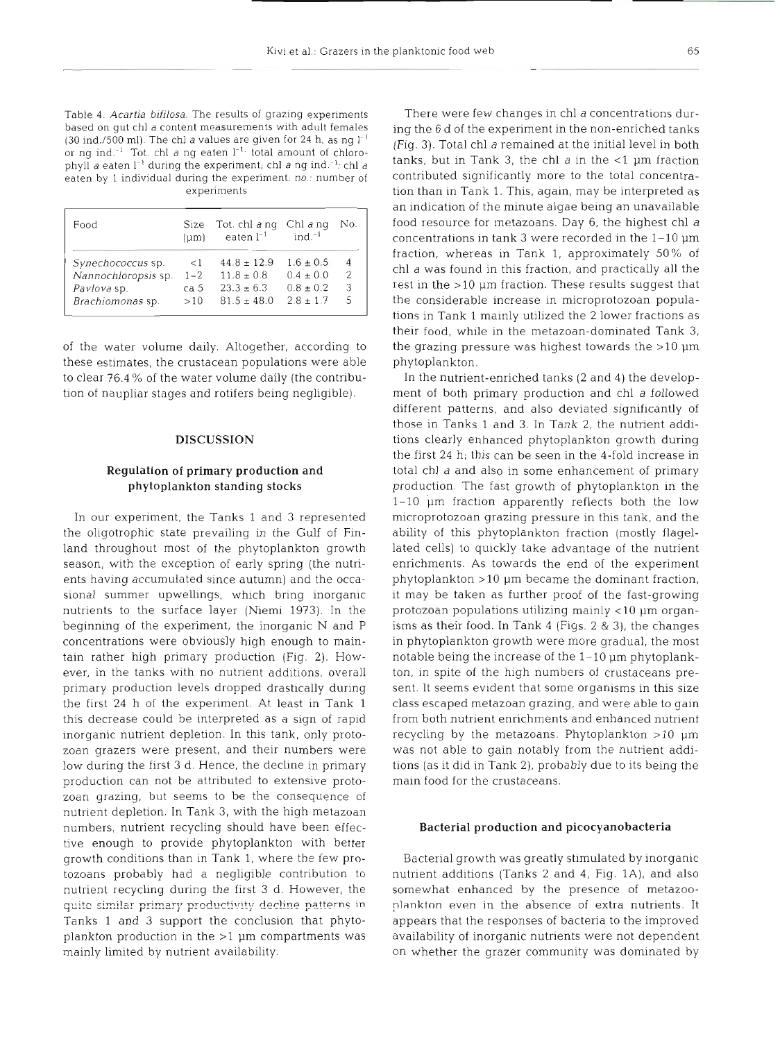Table 4. *Acartia bifilosa*. The results of grazing experiments based on gut chl *a* content measurements with adult females (30 ind./500 ml). The chl *a* values are given for 24 h, as ng $l^{-1}$ or ng $ind.^{-1}$ Tot. chl *a* ng eaten $l^{-1}$: total amount of chlorophyll *a* eaten $l^{-1}$ during the experiment; chl *a* ng $ind.^{-1}$: chl *a* eaten by 1 individual during the experiment; no.: number of experiments

| Food | Size (µm) | Tot. chl *a* ng eaten $l^{-1}$ | Chl *a* ng $ind.^{-1}$ | No. |
|---|---|---|---|---|
| *Synechococcus* sp. | <1 | 44.8 ± 12.9 | 1.6 ± 0.5 | 4 |
| *Nannochloropsis* sp. | 1–2 | 11.8 ± 0.8 | 0.4 ± 0.0 | 2 |
| *Pavlova* sp. | ca 5 | 23.3 ± 6.3 | 0.8 ± 0.2 | 3 |
| *Brachiomonas* sp. | >10 | 81.5 ± 48.0 | 2.8 ± 1.7 | 5 |

of the water volume daily. Altogether, according to these estimates, the crustacean populations were able to clear 76.4% of the water volume daily (the contribution of naupliar stages and rotifers being negligible).

## DISCUSSION

### Regulation of primary production and phytoplankton standing stocks

In our experiment, the Tanks 1 and 3 represented the oligotrophic state prevailing in the Gulf of Finland throughout most of the phytoplankton growth season, with the exception of early spring (the nutrients having accumulated since autumn) and the occasional summer upwellings, which bring inorganic nutrients to the surface layer (Niemi 1973). In the beginning of the experiment, the inorganic N and P concentrations were obviously high enough to maintain rather high primary production (Fig. 2). However, in the tanks with no nutrient additions, overall primary production levels dropped drastically during the first 24 h of the experiment. At least in Tank 1 this decrease could be interpreted as a sign of rapid inorganic nutrient depletion. In this tank, only protozoan grazers were present, and their numbers were low during the first 3 d. Hence, the decline in primary production can not be attributed to extensive protozoan grazing, but seems to be the consequence of nutrient depletion. In Tank 3, with the high metazoan numbers, nutrient recycling should have been effective enough to provide phytoplankton with better growth conditions than in Tank 1, where the few protozoans probably had a negligible contribution to nutrient recycling during the first 3 d. However, the quite similar primary productivity decline patterns in Tanks 1 and 3 support the conclusion that phytoplankton production in the >1 µm compartments was mainly limited by nutrient availability.

There were few changes in chl *a* concentrations during the 6 d of the experiment in the non-enriched tanks (Fig. 3). Total chl *a* remained at the initial level in both tanks, but in Tank 3, the chl *a* in the <1 µm fraction contributed significantly more to the total concentration than in Tank 1. This, again, may be interpreted as an indication of the minute algae being an unavailable food resource for metazoans. Day 6, the highest chl *a* concentrations in tank 3 were recorded in the 1–10 µm fraction, whereas in Tank 1, approximately 50% of chl *a* was found in this fraction, and practically all the rest in the >10 µm fraction. These results suggest that the considerable increase in microprotozoan populations in Tank 1 mainly utilized the 2 lower fractions as their food, while in the metazoan-dominated Tank 3, the grazing pressure was highest towards the >10 µm phytoplankton.

In the nutrient-enriched tanks (2 and 4) the development of both primary production and chl *a* followed different patterns, and also deviated significantly of those in Tanks 1 and 3. In Tank 2, the nutrient additions clearly enhanced phytoplankton growth during the first 24 h; this can be seen in the 4-fold increase in total chl *a* and also in some enhancement of primary production. The fast growth of phytoplankton in the 1–10 µm fraction apparently reflects both the low microprotozoan grazing pressure in this tank, and the ability of this phytoplankton fraction (mostly flagellated cells) to quickly take advantage of the nutrient enrichments. As towards the end of the experiment phytoplankton >10 µm became the dominant fraction, it may be taken as further proof of the fast-growing protozoan populations utilizing mainly <10 µm organisms as their food. In Tank 4 (Figs. 2 & 3), the changes in phytoplankton growth were more gradual, the most notable being the increase of the 1–10 µm phytoplankton, in spite of the high numbers of crustaceans present. It seems evident that some organisms in this size class escaped metazoan grazing, and were able to gain from both nutrient enrichments and enhanced nutrient recycling by the metazoans. Phytoplankton >10 µm was not able to gain notably from the nutrient additions (as it did in Tank 2), probably due to its being the main food for the crustaceans.

### Bacterial production and picocyanobacteria

Bacterial growth was greatly stimulated by inorganic nutrient additions (Tanks 2 and 4, Fig. 1A), and also somewhat enhanced by the presence of metazooplankton even in the absence of extra nutrients. It appears that the responses of bacteria to the improved availability of inorganic nutrients were not dependent on whether the grazer community was dominated by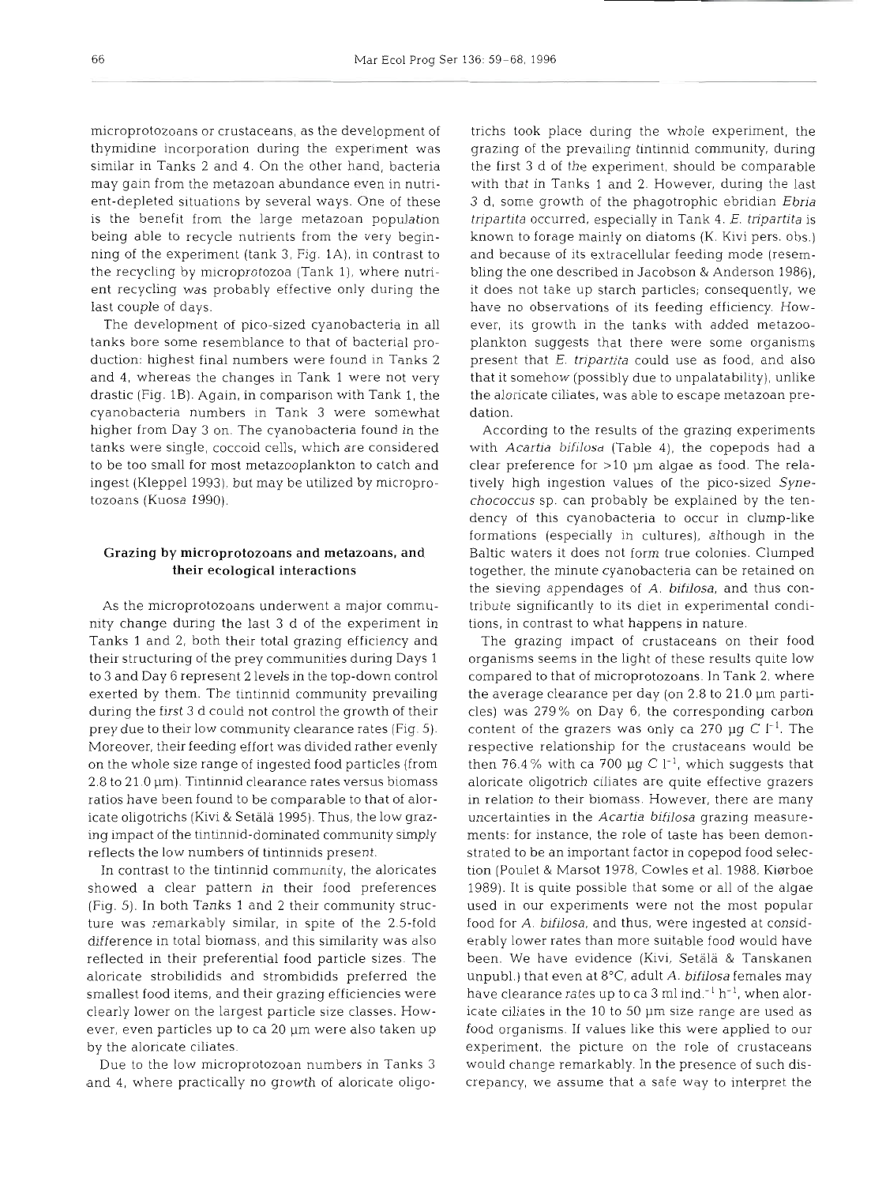microprotozoans or crustaceans, as the development of thymidine incorporation during the experiment was similar in Tanks 2 and 4. On the other hand, bacteria may gain from the metazoan abundance even in nutrient-depleted situations by several ways. One of these is the benefit from the large metazoan population being able to recycle nutrients from the very beginning of the experiment (tank 3, Fig. 1A), in contrast to the recycling by microprotozoa (Tank 1), where nutrient recycling was probably effective only during the last couple of days.

The development of pico-sized cyanobacteria in all tanks bore some resemblance to that of bacterial production: highest final numbers were found in Tanks 2 and 4, whereas the changes in Tank 1 were not very drastic (Fig. 1B). Again, in comparison with Tank 1, the cyanobacteria numbers in Tank 3 were somewhat higher from Day 3 on. The cyanobacteria found in the tanks were single, coccoid cells, which are considered to be too small for most metazooplankton to catch and ingest (Kleppel 1993), but may be utilized by microprotozoans (Kuosa 1990).

## Grazing by microprotozoans and metazoans, and their ecological interactions

As the microprotozoans underwent a major community change during the last 3 d of the experiment in Tanks 1 and 2, both their total grazing efficiency and their structuring of the prey communities during Days 1 to 3 and Day 6 represent 2 levels in the top-down control exerted by them. The tintinnid community prevailing during the first 3 d could not control the growth of their prey due to their low community clearance rates (Fig. 5). Moreover, their feeding effort was divided rather evenly on the whole size range of ingested food particles (from 2.8 to 21.0 µm). Tintinnid clearance rates versus biomass ratios have been found to be comparable to that of aloricate oligotrichs (Kivi & Setälä 1995). Thus, the low grazing impact of the tintinnid-dominated community simply reflects the low numbers of tintinnids present.

In contrast to the tintinnid community, the aloricates showed a clear pattern in their food preferences (Fig. 5). In both Tanks 1 and 2 their community structure was remarkably similar, in spite of the 2.5-fold difference in total biomass, and this similarity was also reflected in their preferential food particle sizes. The aloricate strobilidids and strombidids preferred the smallest food items, and their grazing efficiencies were clearly lower on the largest particle size classes. However, even particles up to ca 20 µm were also taken up by the aloricate ciliates.

Due to the low microprotozoan numbers in Tanks 3 and 4, where practically no growth of aloricate oligotrichs took place during the whole experiment, the grazing of the prevailing tintinnid community, during the first 3 d of the experiment, should be comparable with that in Tanks 1 and 2. However, during the last 3 d, some growth of the phagotrophic ebridian *Ebria tripartita* occurred, especially in Tank 4. *E. tripartita* is known to forage mainly on diatoms (K. Kivi pers. obs.) and because of its extracellular feeding mode (resembling the one described in Jacobson & Anderson 1986), it does not take up starch particles; consequently, we have no observations of its feeding efficiency. However, its growth in the tanks with added metazooplankton suggests that there were some organisms present that *E. tripartita* could use as food, and also that it somehow (possibly due to unpalatability), unlike the aloricate ciliates, was able to escape metazoan predation.

According to the results of the grazing experiments with *Acartia bifilosa* (Table 4), the copepods had a clear preference for >10 µm algae as food. The relatively high ingestion values of the pico-sized *Synechococcus* sp. can probably be explained by the tendency of this cyanobacteria to occur in clump-like formations (especially in cultures), although in the Baltic waters it does not form true colonies. Clumped together, the minute cyanobacteria can be retained on the sieving appendages of *A. bifilosa*, and thus contribute significantly to its diet in experimental conditions, in contrast to what happens in nature.

The grazing impact of crustaceans on their food organisms seems in the light of these results quite low compared to that of microprotozoans. In Tank 2, where the average clearance per day (on 2.8 to 21.0 µm particles) was 279% on Day 6, the corresponding carbon content of the grazers was only ca 270 µg C $l^{-1}$. The respective relationship for the crustaceans would be then 76.4% with ca 700 µg C $l^{-1}$, which suggests that aloricate oligotrich ciliates are quite effective grazers in relation to their biomass. However, there are many uncertainties in the *Acartia bifilosa* grazing measurements: for instance, the role of taste has been demonstrated to be an important factor in copepod food selection (Poulet & Marsot 1978, Cowles et al. 1988, Kiørboe 1989). It is quite possible that some or all of the algae used in our experiments were not the most popular food for *A. bifilosa*, and thus, were ingested at considerably lower rates than more suitable food would have been. We have evidence (Kivi, Setälä & Tanskanen unpubl.) that even at 8°C, adult *A. bifilosa* females may have clearance rates up to ca 3 ml ind.$^{-1}$ h$^{-1}$, when aloricate ciliates in the 10 to 50 µm size range are used as food organisms. If values like this were applied to our experiment, the picture on the role of crustaceans would change remarkably. In the presence of such discrepancy, we assume that a safe way to interpret the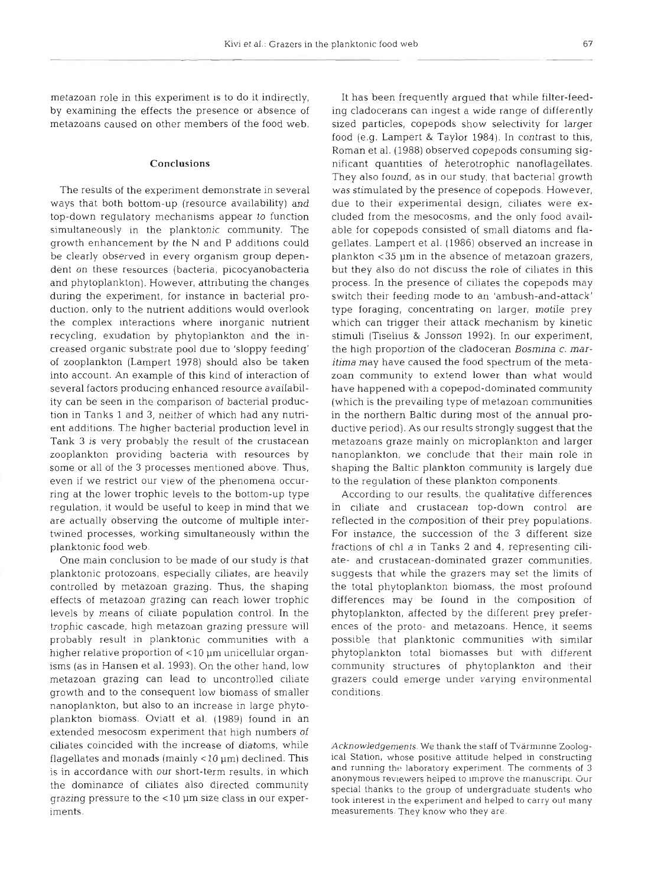metazoan role in this experiment is to do it indirectly, by examining the effects the presence or absence of metazoans caused on other members of the food web.

## Conclusions

The results of the experiment demonstrate in several ways that both bottom-up (resource availability) and top-down regulatory mechanisms appear to function simultaneously in the planktonic community. The growth enhancement by the N and P additions could be clearly observed in every organism group dependent on these resources (bacteria, picocyanobacteria and phytoplankton). However, attributing the changes during the experiment, for instance in bacterial production, only to the nutrient additions would overlook the complex interactions where inorganic nutrient recycling, exudation by phytoplankton and the increased organic substrate pool due to 'sloppy feeding' of zooplankton (Lampert 1978) should also be taken into account. An example of this kind of interaction of several factors producing enhanced resource availability can be seen in the comparison of bacterial production in Tanks 1 and 3, neither of which had any nutrient additions. The higher bacterial production level in Tank 3 is very probably the result of the crustacean zooplankton providing bacteria with resources by some or all of the 3 processes mentioned above. Thus, even if we restrict our view of the phenomena occurring at the lower trophic levels to the bottom-up type regulation, it would be useful to keep in mind that we are actually observing the outcome of multiple intertwined processes, working simultaneously within the planktonic food web.

One main conclusion to be made of our study is that planktonic protozoans, especially ciliates, are heavily controlled by metazoan grazing. Thus, the shaping effects of metazoan grazing can reach lower trophic levels by means of ciliate population control. In the trophic cascade, high metazoan grazing pressure will probably result in planktonic communities with a higher relative proportion of <10 µm unicellular organisms (as in Hansen et al. 1993). On the other hand, low metazoan grazing can lead to uncontrolled ciliate growth and to the consequent low biomass of smaller nanoplankton, but also to an increase in large phytoplankton biomass. Oviatt et al. (1989) found in an extended mesocosm experiment that high numbers of ciliates coincided with the increase of diatoms, while flagellates and monads (mainly <10 µm) declined. This is in accordance with our short-term results, in which the dominance of ciliates also directed community grazing pressure to the <10 µm size class in our experiments.

It has been frequently argued that while filter-feeding cladocerans can ingest a wide range of differently sized particles, copepods show selectivity for larger food (e.g. Lampert & Taylor 1984). In contrast to this, Roman et al. (1988) observed copepods consuming significant quantities of heterotrophic nanoflagellates. They also found, as in our study, that bacterial growth was stimulated by the presence of copepods. However, due to their experimental design, ciliates were excluded from the mesocosms, and the only food available for copepods consisted of small diatoms and flagellates. Lampert et al. (1986) observed an increase in plankton <35 µm in the absence of metazoan grazers, but they also do not discuss the role of ciliates in this process. In the presence of ciliates the copepods may switch their feeding mode to an 'ambush-and-attack' type foraging, concentrating on larger, motile prey which can trigger their attack mechanism by kinetic stimuli (Tiselius & Jonsson 1992). In our experiment, the high proportion of the cladoceran *Bosmina c. maritima* may have caused the food spectrum of the metazoan community to extend lower than what would have happened with a copepod-dominated community (which is the prevailing type of metazoan communities in the northern Baltic during most of the annual productive period). As our results strongly suggest that the metazoans graze mainly on microplankton and larger nanoplankton, we conclude that their main role in shaping the Baltic plankton community is largely due to the regulation of these plankton components.

According to our results, the qualitative differences in ciliate and crustacean top-down control are reflected in the composition of their prey populations. For instance, the succession of the 3 different size fractions of chl *a* in Tanks 2 and 4, representing ciliate- and crustacean-dominated grazer communities, suggests that while the grazers may set the limits of the total phytoplankton biomass, the most profound differences may be found in the composition of phytoplankton, affected by the different prey preferences of the proto- and metazoans. Hence, it seems possible that planktonic communities with similar phytoplankton total biomasses but with different community structures of phytoplankton and their grazers could emerge under varying environmental conditions.

*Acknowledgements.* We thank the staff of Tvärminne Zoological Station, whose positive attitude helped in constructing and running the laboratory experiment. The comments of 3 anonymous reviewers helped to improve the manuscript. Our special thanks to the group of undergraduate students who took interest in the experiment and helped to carry out many measurements. They know who they are.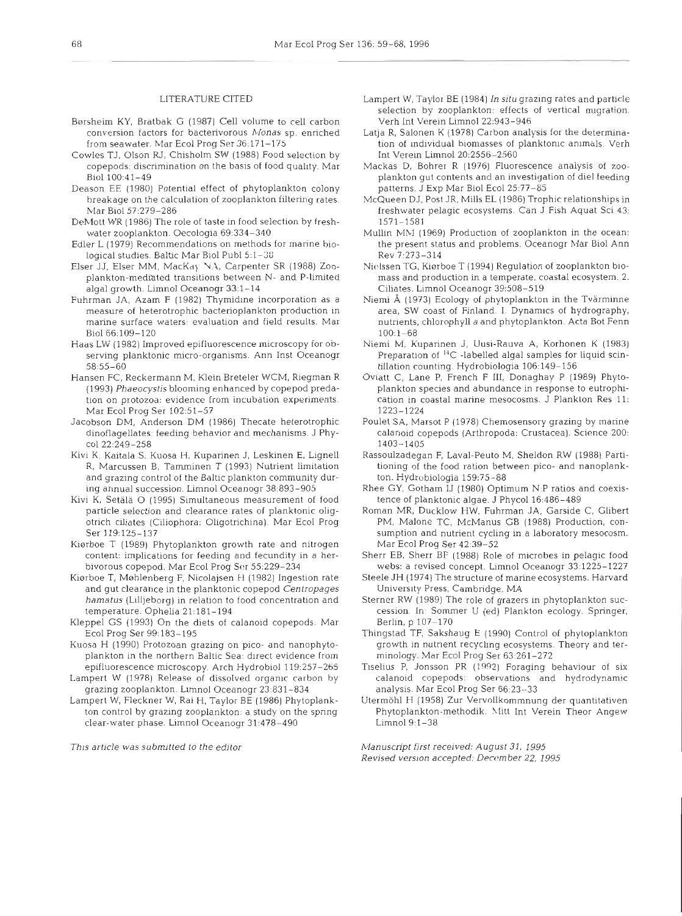## LITERATURE CITED

Børsheim KY, Bratbak G (1987) Cell volume to cell carbon conversion factors for bacterivorous *Monas* sp. enriched from seawater. Mar Ecol Prog Ser 36:171–175

Cowles TJ, Olson RJ, Chisholm SW (1988) Food selection by copepods: discrimination on the basis of food quality. Mar Biol 100:41–49

Deason EE (1980) Potential effect of phytoplankton colony breakage on the calculation of zooplankton filtering rates. Mar Biol 57:279–286

DeMott WR (1986) The role of taste in food selection by freshwater zooplankton. Oecologia 69:334–340

Edler L (1979) Recommendations on methods for marine biological studies. Baltic Mar Biol Publ 5:1–38

Elser JJ, Elser MM, MacKay NA, Carpenter SR (1988) Zooplankton-mediated transitions between N- and P-limited algal growth. Limnol Oceanogr 33:1–14

Fuhrman JA, Azam F (1982) Thymidine incorporation as a measure of heterotrophic bacterioplankton production in marine surface waters: evaluation and field results. Mar Biol 66:109–120

Haas LW (1982) Improved epifluorescence microscopy for observing planktonic micro-organisms. Ann Inst Oceanogr 58:55–60

Hansen FC, Reckermann M, Klein Breteler WCM, Riegman R (1993) *Phaeocystis* blooming enhanced by copepod predation on protozoa: evidence from incubation experiments. Mar Ecol Prog Ser 102:51–57

Jacobson DM, Anderson DM (1986) Thecate heterotrophic dinoflagellates: feeding behavior and mechanisms. J Phycol 22:249–258

Kivi K, Kaitala S, Kuosa H, Kuparinen J, Leskinen E, Lignell R, Marcussen B, Tamminen T (1993) Nutrient limitation and grazing control of the Baltic plankton community during annual succession. Limnol Oceanogr 38:893–905

Kivi K, Setälä O (1995) Simultaneous measurement of food particle selection and clearance rates of planktonic oligotrich ciliates (Ciliophora: Oligotrichina). Mar Ecol Prog Ser 119:125–137

Kiørboe T (1989) Phytoplankton growth rate and nitrogen content: implications for feeding and fecundity in a herbivorous copepod. Mar Ecol Prog Ser 55:229–234

Kiørboe T, Møhlenberg F, Nicolajsen H (1982) Ingestion rate and gut clearance in the planktonic copepod *Centropages hamatus* (Lilljeborg) in relation to food concentration and temperature. Ophelia 21:181–194

Kleppel GS (1993) On the diets of calanoid copepods. Mar Ecol Prog Ser 99:183–195

Kuosa H (1990) Protozoan grazing on pico- and nanophytoplankton in the northern Baltic Sea: direct evidence from epifluorescence microscopy. Arch Hydrobiol 119:257–265

Lampert W (1978) Release of dissolved organic carbon by grazing zooplankton. Limnol Oceanogr 23:831–834

Lampert W, Fleckner W, Rai H, Taylor BE (1986) Phytoplankton control by grazing zooplankton: a study on the spring clear-water phase. Limnol Oceanogr 31:478–490

Lampert W, Taylor BE (1984) *In situ* grazing rates and particle selection by zooplankton: effects of vertical migration. Verh Int Verein Limnol 22:943–946

Latja R, Salonen K (1978) Carbon analysis for the determination of individual biomasses of planktonic animals. Verh Int Verein Limnol 20:2556–2560

Mackas D, Bohrer R (1976) Fluorescence analysis of zooplankton gut contents and an investigation of diel feeding patterns. J Exp Mar Biol Ecol 25:77–85

McQueen DJ, Post JR, Mills EL (1986) Trophic relationships in freshwater pelagic ecosystems. Can J Fish Aquat Sci 43:1571–1581

Mullin MM (1969) Production of zooplankton in the ocean: the present status and problems. Oceanogr Mar Biol Ann Rev 7:273–314

Nielssen TG, Kiørboe T (1994) Regulation of zooplankton biomass and production in a temperate, coastal ecosystem. 2. Ciliates. Limnol Oceanogr 39:508–519

Niemi Å (1973) Ecology of phytoplankton in the Tvärminne area, SW coast of Finland. I. Dynamics of hydrography, nutrients, chlorophyll *a* and phytoplankton. Acta Bot Fenn 100:1–68

Niemi M, Kuparinen J, Uusi-Rauva A, Korhonen K (1983) Preparation of $^{14}C$ -labelled algal samples for liquid scintillation counting. Hydrobiologia 106:149–156

Oviatt C, Lane P, French F III, Donaghay P (1989) Phytoplankton species and abundance in response to eutrophication in coastal marine mesocosms. J Plankton Res 11:1223–1224

Poulet SA, Marsot P (1978) Chemosensory grazing by marine calanoid copepods (Arthropoda: Crustacea). Science 200:1403–1405

Rassoulzadegan F, Laval-Peuto M, Sheldon RW (1988) Partitioning of the food ration between pico- and nanoplankton. Hydrobiologia 159:75–88

Rhee GY, Gotham IJ (1980) Optimum N:P ratios and coexistence of planktonic algae. J Phycol 16:486–489

Roman MR, Ducklow HW, Fuhrman JA, Garside C, Glibert PM, Malone TC, McManus GB (1988) Production, consumption and nutrient cycling in a laboratory mesocosm. Mar Ecol Prog Ser 42:39–52

Sherr EB, Sherr BF (1988) Role of microbes in pelagic food webs: a revised concept. Limnol Oceanogr 33:1225–1227

Steele JH (1974) The structure of marine ecosystems. Harvard University Press, Cambridge, MA

Sterner RW (1989) The role of grazers in phytoplankton succession. In: Sommer U (ed) Plankton ecology. Springer, Berlin, p 107–170

Thingstad TF, Sakshaug E (1990) Control of phytoplankton growth in nutrient recycling ecosystems. Theory and terminology. Mar Ecol Prog Ser 63:261–272

Tiselius P, Jonsson PR (1992) Foraging behaviour of six calanoid copepods: observations and hydrodynamic analysis. Mar Ecol Prog Ser 66:23–33

Utermöhl H (1958) Zur Vervollkommnung der quantitativen Phytoplankton-methodik. Mitt Int Verein Theor Angew Limnol 9:1–38

*This article was submitted to the editor*

*Manuscript first received: August 31, 1995*
*Revised version accepted: December 22, 1995*